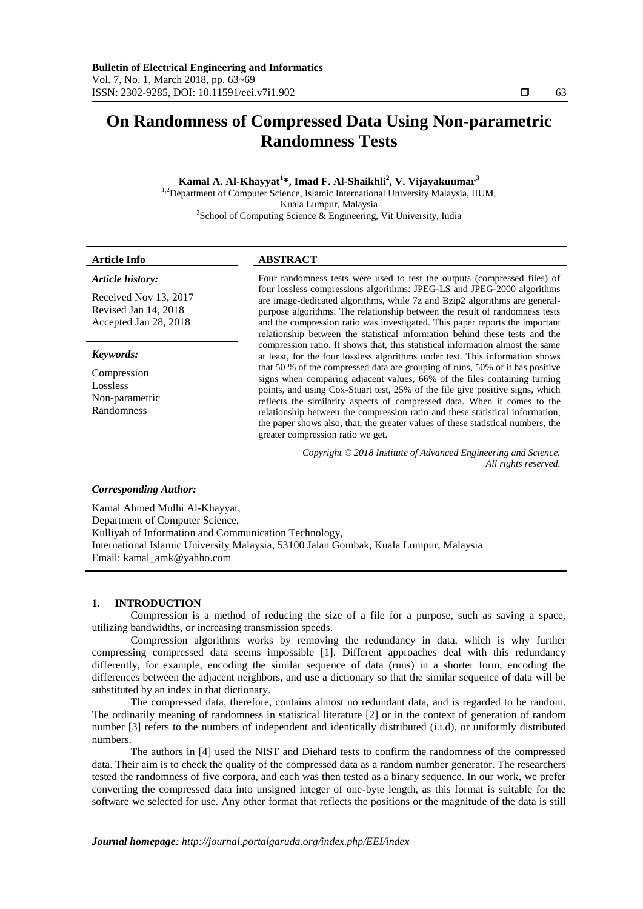# On Randomness of Compressed Data Using Non-parametric Randomness Tests

**Kamal A. Al-Khayyat[1]*, Imad F. Al-Shaikhli[2], V. Vijayakuumar[3]**

[1,2]Department of Computer Science, Islamic International University Malaysia, IIUM, Kuala Lumpur, Malaysia
[3]School of Computing Science & Engineering, Vit University, India

| **Article Info** | **ABSTRACT** |
|---|---|
| ***Article history:*** <br> Received Nov 13, 2017 <br> Revised Jan 14, 2018 <br> Accepted Jan 28, 2018 <br><br> ***Keywords:*** <br> Compression <br> Lossless <br> Non-parametric <br> Randomness | Four randomness tests were used to test the outputs (compressed files) of four lossless compressions algorithms: JPEG-LS and JPEG-2000 algorithms are image-dedicated algorithms, while 7z and Bzip2 algorithms are general-purpose algorithms. The relationship between the result of randomness tests and the compression ratio was investigated. This paper reports the important relationship between the statistical information behind these tests and the compression ratio. It shows that, this statistical information almost the same at least, for the four lossless algorithms under test. This information shows that 50 % of the compressed data are grouping of runs, 50% of it has positive signs when comparing adjacent values, 66% of the files containing turning points, and using Cox-Stuart test, 25% of the file give positive signs, which reflects the similarity aspects of compressed data. When it comes to the relationship between the compression ratio and these statistical information, the paper shows also, that, the greater values of these statistical numbers, the greater compression ratio we get. <br><br> *Copyright © 2018 Institute of Advanced Engineering and Science. All rights reserved.* |

***Corresponding Author:***

Kamal Ahmed Mulhi Al-Khayyat,
Department of Computer Science,
Kulliyah of Information and Communication Technology,
International Islamic University Malaysia, 53100 Jalan Gombak, Kuala Lumpur, Malaysia
Email: kamal_amk@yahho.com

## 1. INTRODUCTION

Compression is a method of reducing the size of a file for a purpose, such as saving a space, utilizing bandwidths, or increasing transmission speeds.

Compression algorithms works by removing the redundancy in data, which is why further compressing compressed data seems impossible [1]. Different approaches deal with this redundancy differently, for example, encoding the similar sequence of data (runs) in a shorter form, encoding the differences between the adjacent neighbors, and use a dictionary so that the similar sequence of data will be substituted by an index in that dictionary.

The compressed data, therefore, contains almost no redundant data, and is regarded to be random. The ordinarily meaning of randomness in statistical literature [2] or in the context of generation of random number [3] refers to the numbers of independent and identically distributed (i.i.d), or uniformly distributed numbers.

The authors in [4] used the NIST and Diehard tests to confirm the randomness of the compressed data. Their aim is to check the quality of the compressed data as a random number generator. The researchers tested the randomness of five corpora, and each was then tested as a binary sequence. In our work, we prefer converting the compressed data into unsigned integer of one-byte length, as this format is suitable for the software we selected for use. Any other format that reflects the positions or the magnitude of the data is still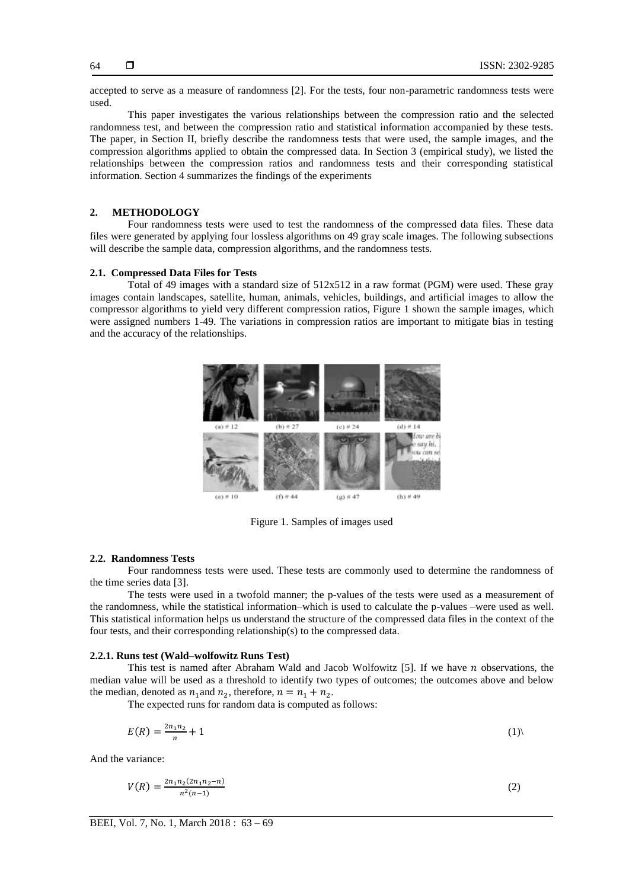accepted to serve as a measure of randomness [2]. For the tests, four non-parametric randomness tests were used.

This paper investigates the various relationships between the compression ratio and the selected randomness test, and between the compression ratio and statistical information accompanied by these tests. The paper, in Section II, briefly describe the randomness tests that were used, the sample images, and the compression algorithms applied to obtain the compressed data. In Section 3 (empirical study), we listed the relationships between the compression ratios and randomness tests and their corresponding statistical information. Section 4 summarizes the findings of the experiments

## 2. METHODOLOGY

Four randomness tests were used to test the randomness of the compressed data files. These data files were generated by applying four lossless algorithms on 49 gray scale images. The following subsections will describe the sample data, compression algorithms, and the randomness tests.

### 2.1. Compressed Data Files for Tests

Total of 49 images with a standard size of 512x512 in a raw format (PGM) were used. These gray images contain landscapes, satellite, human, animals, vehicles, buildings, and artificial images to allow the compressor algorithms to yield very different compression ratios, Figure 1 shown the sample images, which were assigned numbers 1-49. The variations in compression ratios are important to mitigate bias in testing and the accuracy of the relationships.

(a) # 12 (b) # 27 (c) # 24 (d) # 14

(e) # 10 (f) # 44 (g) # 47 (h) # 49

Figure 1. Samples of images used

### 2.2. Randomness Tests

Four randomness tests were used. These tests are commonly used to determine the randomness of the time series data [3].

The tests were used in a twofold manner; the p-values of the tests were used as a measurement of the randomness, while the statistical information–which is used to calculate the p-values –were used as well. This statistical information helps us understand the structure of the compressed data files in the context of the four tests, and their corresponding relationship(s) to the compressed data.

#### 2.2.1. Runs test (Wald–wolfowitz Runs Test)

This test is named after Abraham Wald and Jacob Wolfowitz [5]. If we have $n$ observations, the median value will be used as a threshold to identify two types of outcomes; the outcomes above and below the median, denoted as $n_1$ and $n_2$, therefore, $n = n_1 + n_2$.

The expected runs for random data is computed as follows:

$$E(R) = \frac{2n_1 n_2}{n} + 1 \quad (1)$$

And the variance:

$$V(R) = \frac{2n_1 n_2 (2n_1 n_2 - n)}{n^2 (n-1)} \quad (2)$$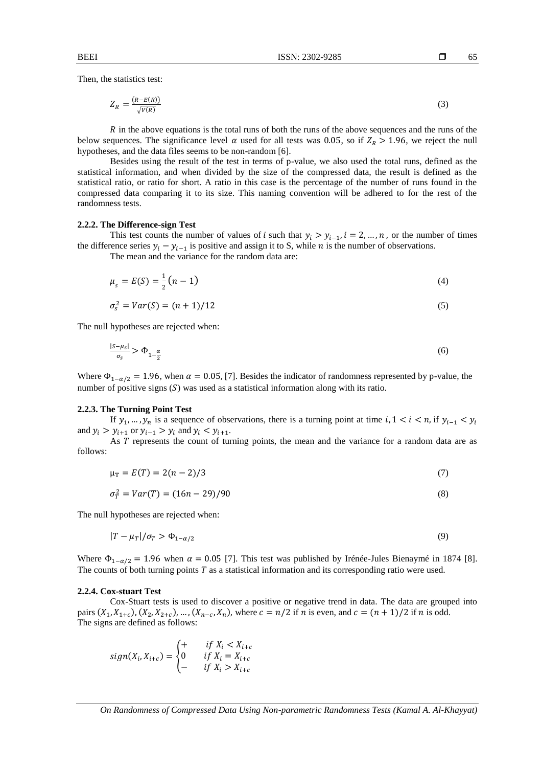Then, the statistics test:

$$Z_R = \frac{(R - E(R))}{\sqrt{V(R)}} \tag{3}$$

$R$ in the above equations is the total runs of both the runs of the above sequences and the runs of the below sequences. The significance level $\alpha$ used for all tests was $0.05$, so if $Z_R > 1.96$, we reject the null hypotheses, and the data files seems to be non-random [6].

Besides using the result of the test in terms of p-value, we also used the total runs, defined as the statistical information, and when divided by the size of the compressed data, the result is defined as the statistical ratio, or ratio for short. A ratio in this case is the percentage of the number of runs found in the compressed data comparing it to its size. This naming convention will be adhered to for the rest of the randomness tests.

### 2.2.2. The Difference-sign Test

This test counts the number of values of $i$ such that $y_i > y_{i-1}, i = 2, \ldots, n$, or the number of times the difference series $y_i - y_{i-1}$ is positive and assign it to S, while $n$ is the number of observations.

The mean and the variance for the random data are:

$$\mu_s = E(S) = \frac{1}{2}(n - 1) \tag{4}$$

$$\sigma_s^2 = Var(S) = (n + 1)/12 \tag{5}$$

The null hypotheses are rejected when:

$$\frac{|S - \mu_S|}{\sigma_S} > \Phi_{1-\frac{\alpha}{2}} \tag{6}$$

Where $\Phi_{1-\alpha/2} = 1.96$, when $\alpha = 0.05$, [7]. Besides the indicator of randomness represented by p-value, the number of positive signs ($S$) was used as a statistical information along with its ratio.

### 2.2.3. The Turning Point Test

If $y_1, \ldots, y_n$ is a sequence of observations, there is a turning point at time $i, 1 < i < n$, if $y_{i-1} < y_i$ and $y_i > y_{i+1}$ or $y_{i-1} > y_i$ and $y_i < y_{i+1}$.

As $T$ represents the count of turning points, the mean and the variance for a random data are as follows:

$$\mu_T = E(T) = 2(n - 2)/3 \tag{7}$$

$$\sigma_T^2 = Var(T) = (16n - 29)/90 \tag{8}$$

The null hypotheses are rejected when:

$$|T - \mu_T|/\sigma_T > \Phi_{1-\alpha/2} \tag{9}$$

Where $\Phi_{1-\alpha/2} = 1.96$ when $\alpha = 0.05$ [7]. This test was published by Irénée-Jules Bienaymé in 1874 [8]. The counts of both turning points $T$ as a statistical information and its corresponding ratio were used.

### 2.2.4. Cox-stuart Test

Cox-Stuart tests is used to discover a positive or negative trend in data. The data are grouped into pairs $(X_1, X_{1+c}), (X_2, X_{2+c}), \ldots, (X_{n-c}, X_n)$, where $c = n/2$ if $n$ is even, and $c = (n + 1)/2$ if $n$ is odd.
The signs are defined as follows:

$$sign(X_i, X_{i+c}) = \begin{cases} + & if\ X_i < X_{i+c} \\ 0 & if\ X_i = X_{i+c} \\ - & if\ X_i > X_{i+c} \end{cases}$$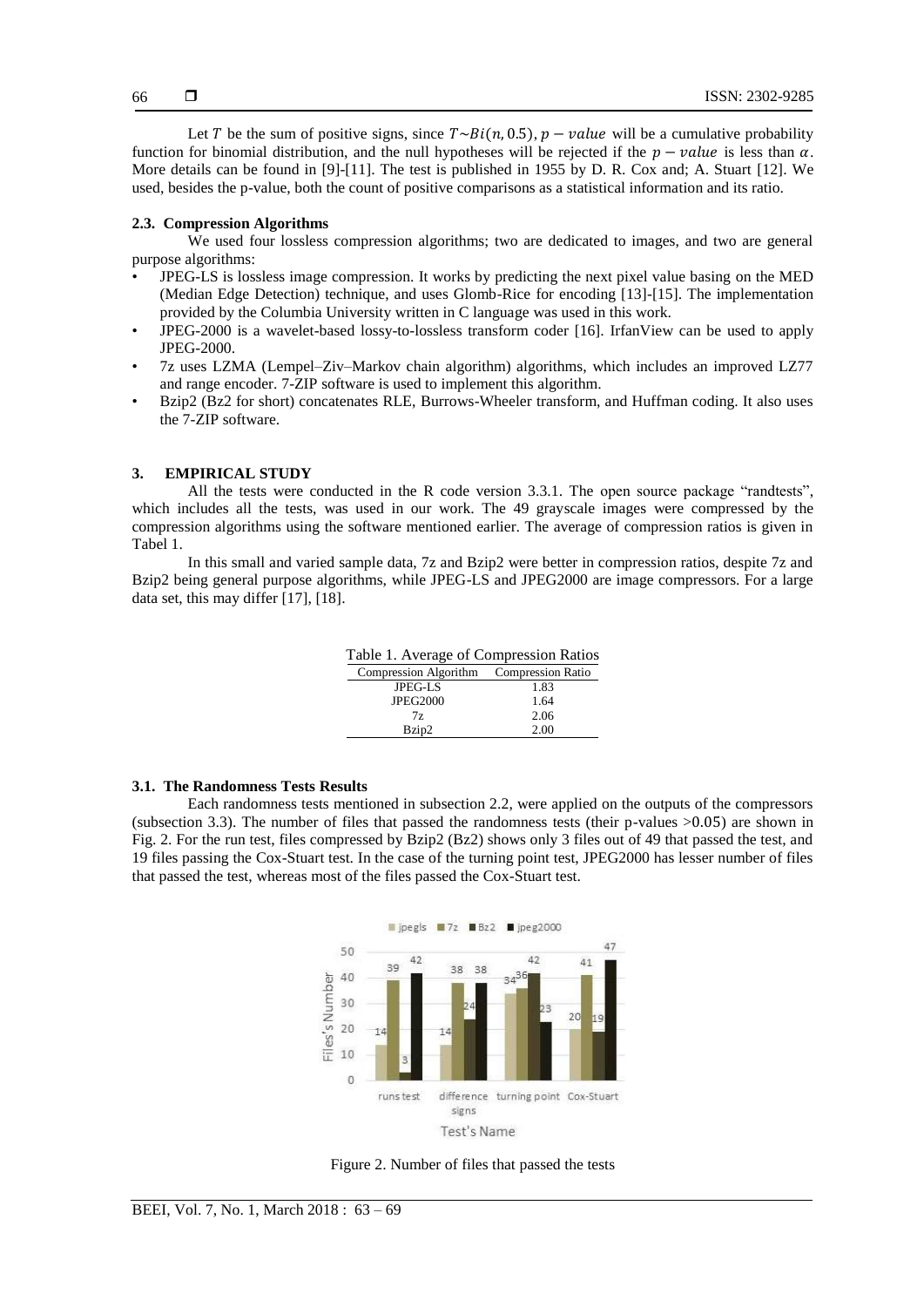Let $T$ be the sum of positive signs, since $T \sim Bi(n, 0.5)$, $p-value$ will be a cumulative probability function for binomial distribution, and the null hypotheses will be rejected if the $p-value$ is less than $\alpha$. More details can be found in [9]-[11]. The test is published in 1955 by D. R. Cox and; A. Stuart [12]. We used, besides the p-value, both the count of positive comparisons as a statistical information and its ratio.

### 2.3. Compression Algorithms

We used four lossless compression algorithms; two are dedicated to images, and two are general purpose algorithms:

- JPEG-LS is lossless image compression. It works by predicting the next pixel value basing on the MED (Median Edge Detection) technique, and uses Glomb-Rice for encoding [13]-[15]. The implementation provided by the Columbia University written in C language was used in this work.
- JPEG-2000 is a wavelet-based lossy-to-lossless transform coder [16]. IrfanView can be used to apply JPEG-2000.
- 7z uses LZMA (Lempel–Ziv–Markov chain algorithm) algorithms, which includes an improved LZ77 and range encoder. 7-ZIP software is used to implement this algorithm.
- Bzip2 (Bz2 for short) concatenates RLE, Burrows-Wheeler transform, and Huffman coding. It also uses the 7-ZIP software.

## 3. EMPIRICAL STUDY

All the tests were conducted in the R code version 3.3.1. The open source package "randtests", which includes all the tests, was used in our work. The 49 grayscale images were compressed by the compression algorithms using the software mentioned earlier. The average of compression ratios is given in Tabel 1.

In this small and varied sample data, 7z and Bzip2 were better in compression ratios, despite 7z and Bzip2 being general purpose algorithms, while JPEG-LS and JPEG2000 are image compressors. For a large data set, this may differ [17], [18].

Table 1. Average of Compression Ratios

| Compression Algorithm | Compression Ratio |
|---|---|
| JPEG-LS | 1.83 |
| JPEG2000 | 1.64 |
| 7z | 2.06 |
| Bzip2 | 2.00 |

### 3.1. The Randomness Tests Results

Each randomness tests mentioned in subsection 2.2, were applied on the outputs of the compressors (subsection 3.3). The number of files that passed the randomness tests (their p-values $>0.05$) are shown in Fig. 2. For the run test, files compressed by Bzip2 (Bz2) shows only 3 files out of 49 that passed the test, and 19 files passing the Cox-Stuart test. In the case of the turning point test, JPEG2000 has lesser number of files that passed the test, whereas most of the files passed the Cox-Stuart test.

| Test's Name | jpegls | 7z | Bz2 | jpeg2000 |
|---|---|---|---|---|
| runs test | 14 | 39 | 3 | 42 |
| difference signs | 14 | 38 | 24 | 38 |
| turning point | 34 | 36 | 42 | 23 |
| Cox-Stuart | 20 | 41 | 19 | 47 |

Figure 2. Number of files that passed the tests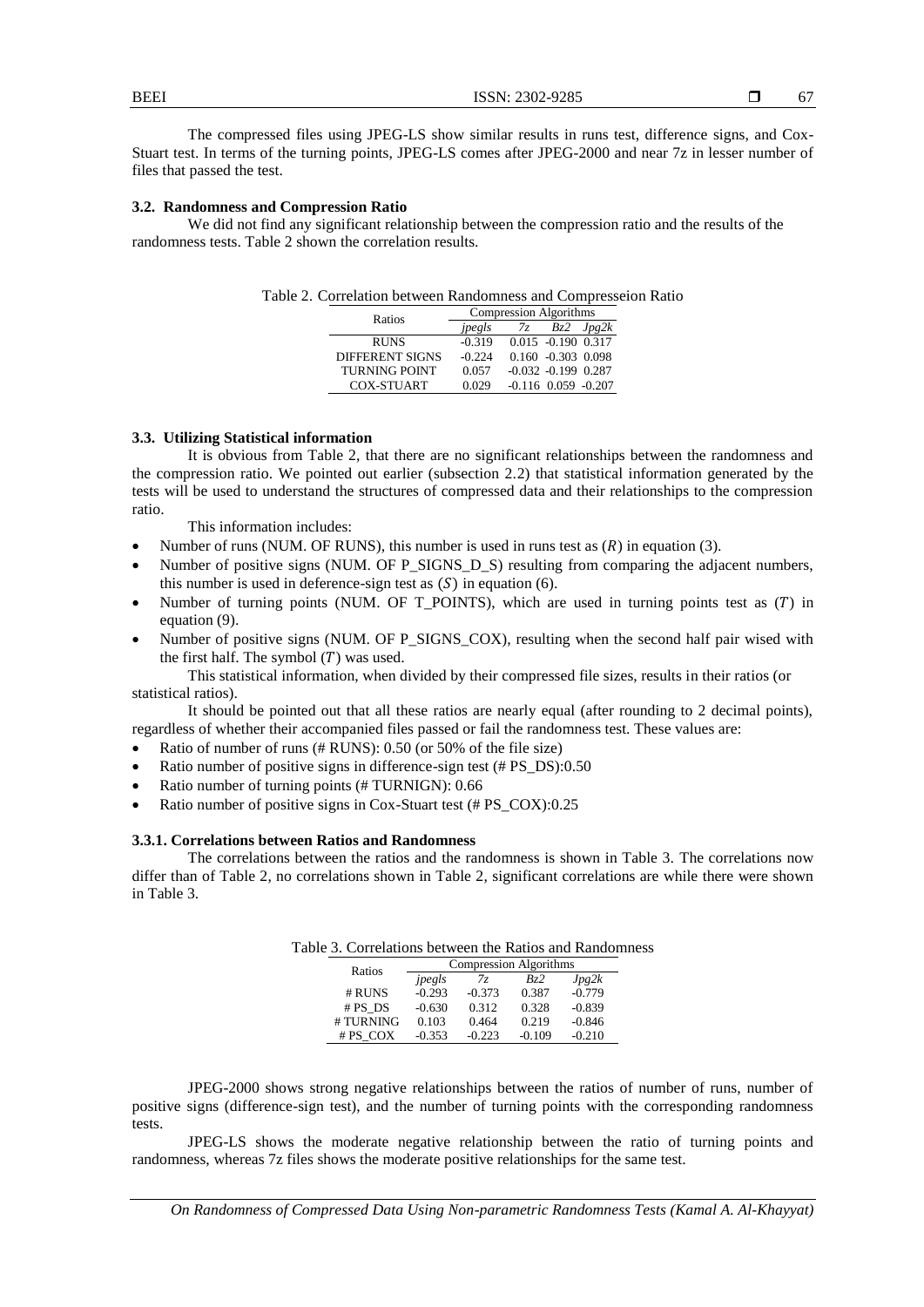The compressed files using JPEG-LS show similar results in runs test, difference signs, and Cox-Stuart test. In terms of the turning points, JPEG-LS comes after JPEG-2000 and near 7z in lesser number of files that passed the test.

### 3.2. Randomness and Compression Ratio

We did not find any significant relationship between the compression ratio and the results of the randomness tests. Table 2 shown the correlation results.

Table 2. Correlation between Randomness and Compresseion Ratio

| Ratios | Compression Algorithms | | | |
|---|---|---|---|---|
| | *jpegls* | *7z* | *Bz2* | *Jpg2k* |
| RUNS | -0.319 | 0.015 | -0.190 | 0.317 |
| DIFFERENT SIGNS | -0.224 | 0.160 | -0.303 | 0.098 |
| TURNING POINT | 0.057 | -0.032 | -0.199 | 0.287 |
| COX-STUART | 0.029 | -0.116 | 0.059 | -0.207 |

### 3.3. Utilizing Statistical information

It is obvious from Table 2, that there are no significant relationships between the randomness and the compression ratio. We pointed out earlier (subsection 2.2) that statistical information generated by the tests will be used to understand the structures of compressed data and their relationships to the compression ratio.

This information includes:

- Number of runs (NUM. OF RUNS), this number is used in runs test as ($R$) in equation (3).
- Number of positive signs (NUM. OF P_SIGNS_D_S) resulting from comparing the adjacent numbers, this number is used in deference-sign test as ($S$) in equation (6).
- Number of turning points (NUM. OF T_POINTS), which are used in turning points test as ($T$) in equation (9).
- Number of positive signs (NUM. OF P_SIGNS_COX), resulting when the second half pair wised with the first half. The symbol ($T$) was used.

This statistical information, when divided by their compressed file sizes, results in their ratios (or statistical ratios).

It should be pointed out that all these ratios are nearly equal (after rounding to 2 decimal points), regardless of whether their accompanied files passed or fail the randomness test. These values are:

- Ratio of number of runs (# RUNS): 0.50 (or 50% of the file size)
- Ratio number of positive signs in difference-sign test (# PS_DS):0.50
- Ratio number of turning points (# TURNIGN): 0.66
- Ratio number of positive signs in Cox-Stuart test (# PS_COX):0.25

#### 3.3.1. Correlations between Ratios and Randomness

The correlations between the ratios and the randomness is shown in Table 3. The correlations now differ than of Table 2, no correlations shown in Table 2, significant correlations are while there were shown in Table 3.

Table 3. Correlations between the Ratios and Randomness

| Ratios | Compression Algorithms | | | |
|---|---|---|---|---|
| | *jpegls* | *7z* | *Bz2* | *Jpg2k* |
| # RUNS | -0.293 | -0.373 | 0.387 | -0.779 |
| # PS_DS | -0.630 | 0.312 | 0.328 | -0.839 |
| # TURNING | 0.103 | 0.464 | 0.219 | -0.846 |
| # PS_COX | -0.353 | -0.223 | -0.109 | -0.210 |

JPEG-2000 shows strong negative relationships between the ratios of number of runs, number of positive signs (difference-sign test), and the number of turning points with the corresponding randomness tests.

JPEG-LS shows the moderate negative relationship between the ratio of turning points and randomness, whereas 7z files shows the moderate positive relationships for the same test.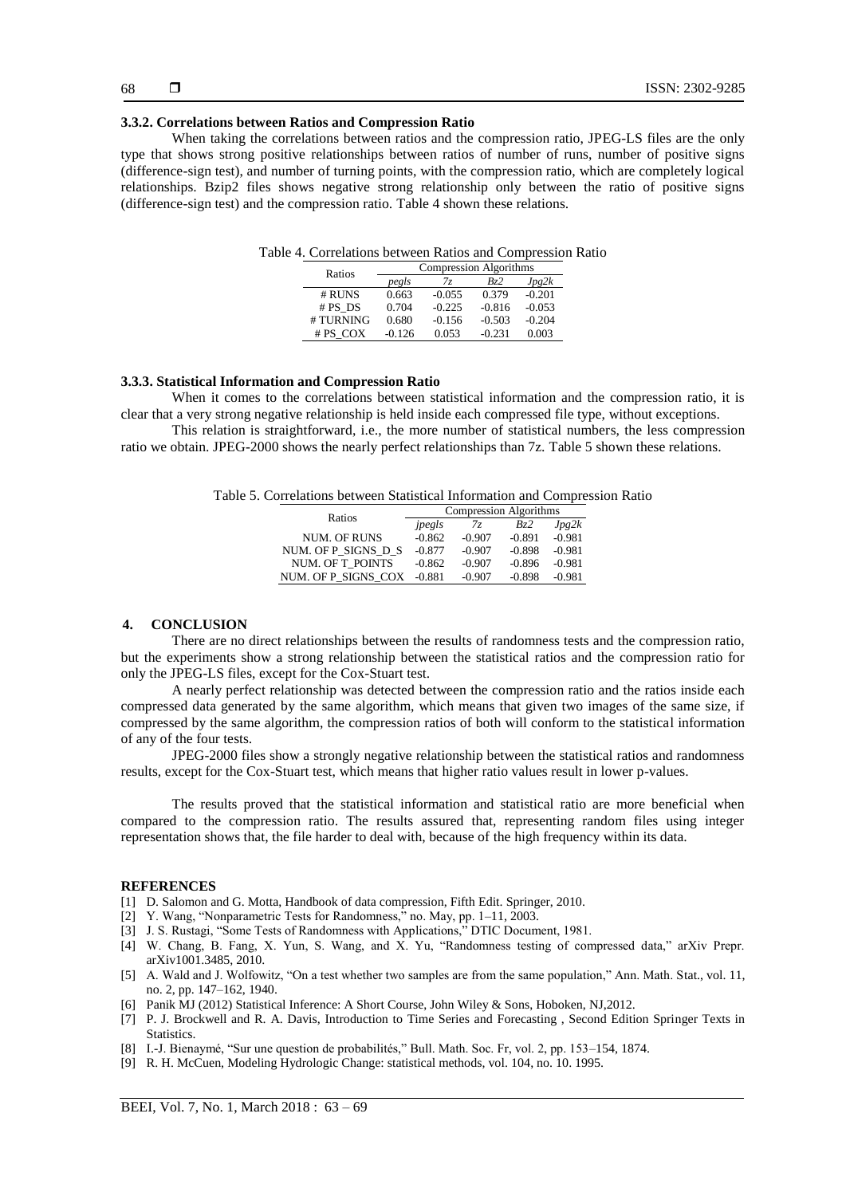#### 3.3.2. Correlations between Ratios and Compression Ratio

When taking the correlations between ratios and the compression ratio, JPEG-LS files are the only type that shows strong positive relationships between ratios of number of runs, number of positive signs (difference-sign test), and number of turning points, with the compression ratio, which are completely logical relationships. Bzip2 files shows negative strong relationship only between the ratio of positive signs (difference-sign test) and the compression ratio. Table 4 shown these relations.

Table 4. Correlations between Ratios and Compression Ratio

| Ratios | Compression Algorithms | | | |
|---|---|---|---|---|
| | *pegls* | *7z* | *Bz2* | *Jpg2k* |
| # RUNS | 0.663 | -0.055 | 0.379 | -0.201 |
| # PS_DS | 0.704 | -0.225 | -0.816 | -0.053 |
| # TURNING | 0.680 | -0.156 | -0.503 | -0.204 |
| # PS_COX | -0.126 | 0.053 | -0.231 | 0.003 |

#### 3.3.3. Statistical Information and Compression Ratio

When it comes to the correlations between statistical information and the compression ratio, it is clear that a very strong negative relationship is held inside each compressed file type, without exceptions.

This relation is straightforward, i.e., the more number of statistical numbers, the less compression ratio we obtain. JPEG-2000 shows the nearly perfect relationships than 7z. Table 5 shown these relations.

Table 5. Correlations between Statistical Information and Compression Ratio

| Ratios | Compression Algorithms | | | |
|---|---|---|---|---|
| | *jpegls* | *7z* | *Bz2* | *Jpg2k* |
| NUM. OF RUNS | -0.862 | -0.907 | -0.891 | -0.981 |
| NUM. OF P_SIGNS_D_S | -0.877 | -0.907 | -0.898 | -0.981 |
| NUM. OF T_POINTS | -0.862 | -0.907 | -0.896 | -0.981 |
| NUM. OF P_SIGNS_COX | -0.881 | -0.907 | -0.898 | -0.981 |

## 4. CONCLUSION

There are no direct relationships between the results of randomness tests and the compression ratio, but the experiments show a strong relationship between the statistical ratios and the compression ratio for only the JPEG-LS files, except for the Cox-Stuart test.

A nearly perfect relationship was detected between the compression ratio and the ratios inside each compressed data generated by the same algorithm, which means that given two images of the same size, if compressed by the same algorithm, the compression ratios of both will conform to the statistical information of any of the four tests.

JPEG-2000 files show a strongly negative relationship between the statistical ratios and randomness results, except for the Cox-Stuart test, which means that higher ratio values result in lower p-values.

The results proved that the statistical information and statistical ratio are more beneficial when compared to the compression ratio. The results assured that, representing random files using integer representation shows that, the file harder to deal with, because of the high frequency within its data.

## REFERENCES

[1] D. Salomon and G. Motta, Handbook of data compression, Fifth Edit. Springer, 2010.
[2] Y. Wang, "Nonparametric Tests for Randomness," no. May, pp. 1–11, 2003.
[3] J. S. Rustagi, "Some Tests of Randomness with Applications," DTIC Document, 1981.
[4] W. Chang, B. Fang, X. Yun, S. Wang, and X. Yu, "Randomness testing of compressed data," arXiv Prepr. arXiv1001.3485, 2010.
[5] A. Wald and J. Wolfowitz, "On a test whether two samples are from the same population," Ann. Math. Stat., vol. 11, no. 2, pp. 147–162, 1940.
[6] Panik MJ (2012) Statistical Inference: A Short Course, John Wiley & Sons, Hoboken, NJ,2012.
[7] P. J. Brockwell and R. A. Davis, Introduction to Time Series and Forecasting , Second Edition Springer Texts in Statistics.
[8] I.-J. Bienaymé, "Sur une question de probabilités," Bull. Math. Soc. Fr, vol. 2, pp. 153–154, 1874.
[9] R. H. McCuen, Modeling Hydrologic Change: statistical methods, vol. 104, no. 10. 1995.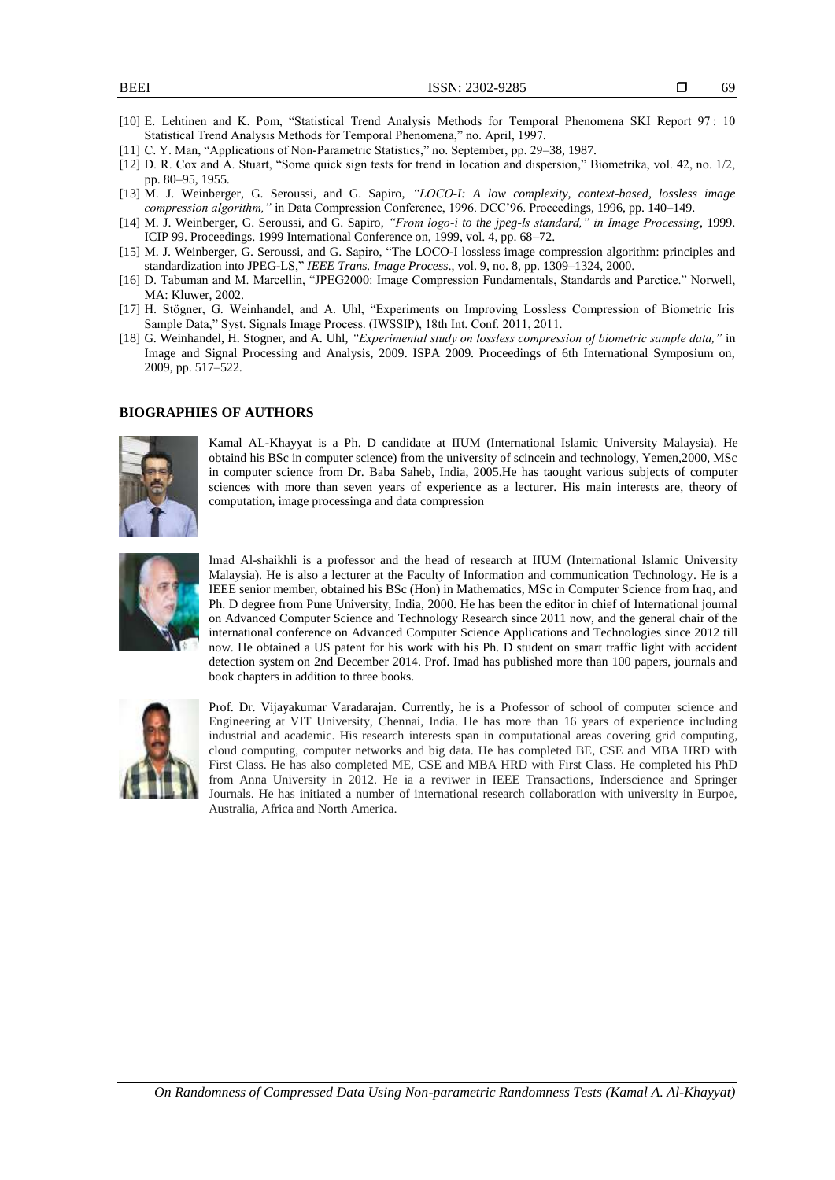[10] E. Lehtinen and K. Pom, "Statistical Trend Analysis Methods for Temporal Phenomena SKI Report 97 : 10 Statistical Trend Analysis Methods for Temporal Phenomena," no. April, 1997.

[11] C. Y. Man, "Applications of Non-Parametric Statistics," no. September, pp. 29–38, 1987.

[12] D. R. Cox and A. Stuart, "Some quick sign tests for trend in location and dispersion," Biometrika, vol. 42, no. 1/2, pp. 80–95, 1955.

[13] M. J. Weinberger, G. Seroussi, and G. Sapiro, *"LOCO-I: A low complexity, context-based, lossless image compression algorithm,"* in Data Compression Conference, 1996. DCC'96. Proceedings, 1996, pp. 140–149.

[14] M. J. Weinberger, G. Seroussi, and G. Sapiro, *"From logo-i to the jpeg-ls standard," in Image Processing*, 1999. ICIP 99. Proceedings. 1999 International Conference on, 1999, vol. 4, pp. 68–72.

[15] M. J. Weinberger, G. Seroussi, G. Sapiro, "The LOCO-I lossless image compression algorithm: principles and standardization into JPEG-LS," *IEEE Trans. Image Process*., vol. 9, no. 8, pp. 1309–1324, 2000.

[16] D. Tabuman and M. Marcellin, "JPEG2000: Image Compression Fundamentals, Standards and Parctice." Norwell, MA: Kluwer, 2002.

[17] H. Stögner, G. Weinhandel, and A. Uhl, "Experiments on Improving Lossless Compression of Biometric Iris Sample Data," Syst. Signals Image Process. (IWSSIP), 18th Int. Conf. 2011, 2011.

[18] G. Weinhandel, H. Stogner, and A. Uhl, *"Experimental study on lossless compression of biometric sample data,"* in Image and Signal Processing and Analysis, 2009. ISPA 2009. Proceedings of 6th International Symposium on, 2009, pp. 517–522.

## BIOGRAPHIES OF AUTHORS

Kamal AL-Khayyat is a Ph. D candidate at IIUM (International Islamic University Malaysia). He obtaind his BSc in computer science) from the university of scincein and technology, Yemen,2000, MSc in computer science from Dr. Baba Saheb, India, 2005.He has taought various subjects of computer sciences with more than seven years of experience as a lecturer. His main interests are, theory of computation, image processinga and data compression

Imad Al-shaikhli is a professor and the head of research at IIUM (International Islamic University Malaysia). He is also a lecturer at the Faculty of Information and communication Technology. He is a IEEE senior member, obtained his BSc (Hon) in Mathematics, MSc in Computer Science from Iraq, and Ph. D degree from Pune University, India, 2000. He has been the editor in chief of International journal on Advanced Computer Science and Technology Research since 2011 now, and the general chair of the international conference on Advanced Computer Science Applications and Technologies since 2012 till now. He obtained a US patent for his work with his Ph. D student on smart traffic light with accident detection system on 2nd December 2014. Prof. Imad has published more than 100 papers, journals and book chapters in addition to three books.

Prof. Dr. Vijayakumar Varadarajan. Currently, he is a Professor of school of computer science and Engineering at VIT University, Chennai, India. He has more than 16 years of experience including industrial and academic. His research interests span in computational areas covering grid computing, cloud computing, computer networks and big data. He has completed BE, CSE and MBA HRD with First Class. He has also completed ME, CSE and MBA HRD with First Class. He completed his PhD from Anna University in 2012. He ia a reviwer in IEEE Transactions, Inderscience and Springer Journals. He has initiated a number of international research collaboration with university in Eurpoe, Australia, Africa and North America.